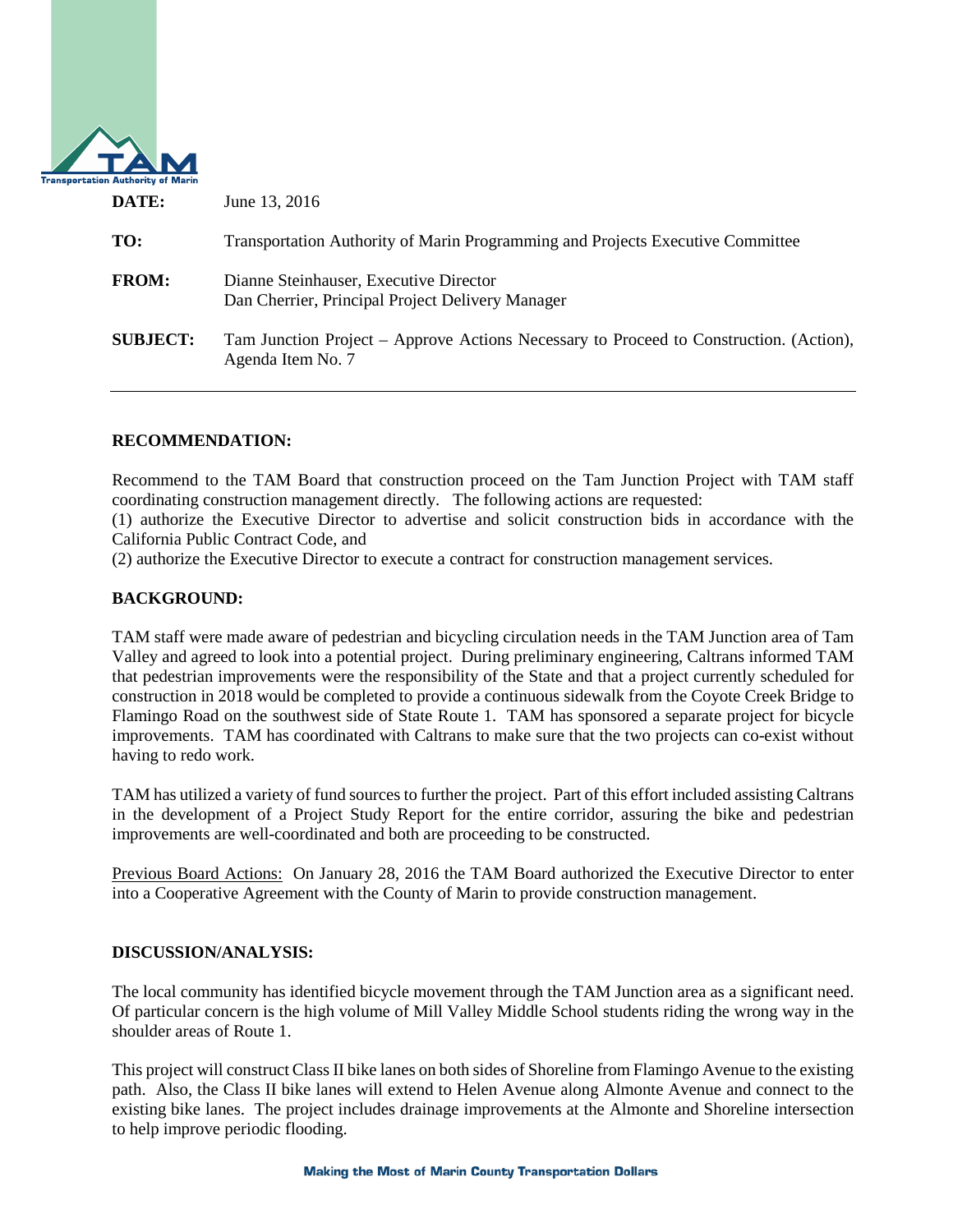**DATE:** June 13, 2016

**TO:** Transportation Authority of Marin Programming and Projects Executive Committee

**FROM:** Dianne Steinhauser, Executive Director
Dan Cherrier, Principal Project Delivery Manager

**SUBJECT:** Tam Junction Project – Approve Actions Necessary to Proceed to Construction. (Action), Agenda Item No. 7

---

**RECOMMENDATION:**

Recommend to the TAM Board that construction proceed on the Tam Junction Project with TAM staff coordinating construction management directly. The following actions are requested:
(1) authorize the Executive Director to advertise and solicit construction bids in accordance with the California Public Contract Code, and
(2) authorize the Executive Director to execute a contract for construction management services.

**BACKGROUND:**

TAM staff were made aware of pedestrian and bicycling circulation needs in the TAM Junction area of Tam Valley and agreed to look into a potential project. During preliminary engineering, Caltrans informed TAM that pedestrian improvements were the responsibility of the State and that a project currently scheduled for construction in 2018 would be completed to provide a continuous sidewalk from the Coyote Creek Bridge to Flamingo Road on the southwest side of State Route 1. TAM has sponsored a separate project for bicycle improvements. TAM has coordinated with Caltrans to make sure that the two projects can co-exist without having to redo work.

TAM has utilized a variety of fund sources to further the project. Part of this effort included assisting Caltrans in the development of a Project Study Report for the entire corridor, assuring the bike and pedestrian improvements are well-coordinated and both are proceeding to be constructed.

Previous Board Actions: On January 28, 2016 the TAM Board authorized the Executive Director to enter into a Cooperative Agreement with the County of Marin to provide construction management.

**DISCUSSION/ANALYSIS:**

The local community has identified bicycle movement through the TAM Junction area as a significant need. Of particular concern is the high volume of Mill Valley Middle School students riding the wrong way in the shoulder areas of Route 1.

This project will construct Class II bike lanes on both sides of Shoreline from Flamingo Avenue to the existing path. Also, the Class II bike lanes will extend to Helen Avenue along Almonte Avenue and connect to the existing bike lanes. The project includes drainage improvements at the Almonte and Shoreline intersection to help improve periodic flooding.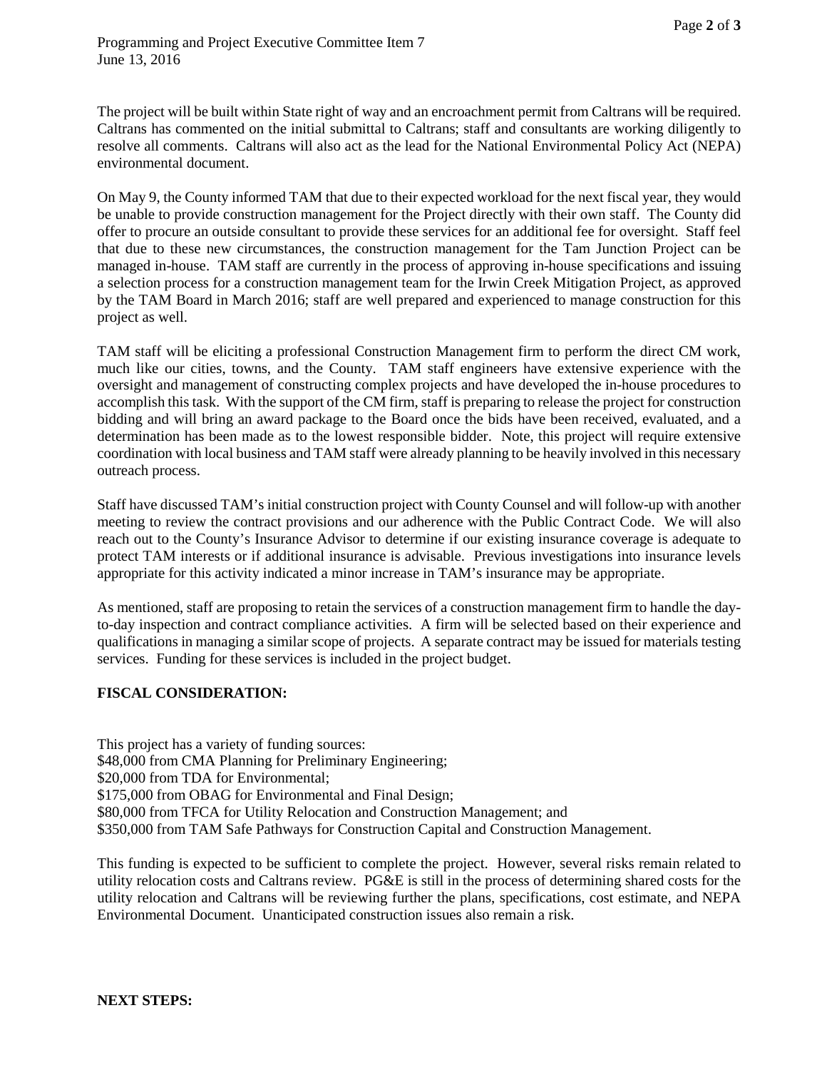The project will be built within State right of way and an encroachment permit from Caltrans will be required. Caltrans has commented on the initial submittal to Caltrans; staff and consultants are working diligently to resolve all comments. Caltrans will also act as the lead for the National Environmental Policy Act (NEPA) environmental document.

On May 9, the County informed TAM that due to their expected workload for the next fiscal year, they would be unable to provide construction management for the Project directly with their own staff. The County did offer to procure an outside consultant to provide these services for an additional fee for oversight. Staff feel that due to these new circumstances, the construction management for the Tam Junction Project can be managed in-house. TAM staff are currently in the process of approving in-house specifications and issuing a selection process for a construction management team for the Irwin Creek Mitigation Project, as approved by the TAM Board in March 2016; staff are well prepared and experienced to manage construction for this project as well.

TAM staff will be eliciting a professional Construction Management firm to perform the direct CM work, much like our cities, towns, and the County. TAM staff engineers have extensive experience with the oversight and management of constructing complex projects and have developed the in-house procedures to accomplish this task. With the support of the CM firm, staff is preparing to release the project for construction bidding and will bring an award package to the Board once the bids have been received, evaluated, and a determination has been made as to the lowest responsible bidder. Note, this project will require extensive coordination with local business and TAM staff were already planning to be heavily involved in this necessary outreach process.

Staff have discussed TAM's initial construction project with County Counsel and will follow-up with another meeting to review the contract provisions and our adherence with the Public Contract Code. We will also reach out to the County's Insurance Advisor to determine if our existing insurance coverage is adequate to protect TAM interests or if additional insurance is advisable. Previous investigations into insurance levels appropriate for this activity indicated a minor increase in TAM's insurance may be appropriate.

As mentioned, staff are proposing to retain the services of a construction management firm to handle the day-to-day inspection and contract compliance activities. A firm will be selected based on their experience and qualifications in managing a similar scope of projects. A separate contract may be issued for materials testing services. Funding for these services is included in the project budget.

**FISCAL CONSIDERATION:**

This project has a variety of funding sources:
$48,000 from CMA Planning for Preliminary Engineering;
$20,000 from TDA for Environmental;
$175,000 from OBAG for Environmental and Final Design;
$80,000 from TFCA for Utility Relocation and Construction Management; and
$350,000 from TAM Safe Pathways for Construction Capital and Construction Management.

This funding is expected to be sufficient to complete the project. However, several risks remain related to utility relocation costs and Caltrans review. PG&E is still in the process of determining shared costs for the utility relocation and Caltrans will be reviewing further the plans, specifications, cost estimate, and NEPA Environmental Document. Unanticipated construction issues also remain a risk.

**NEXT STEPS:**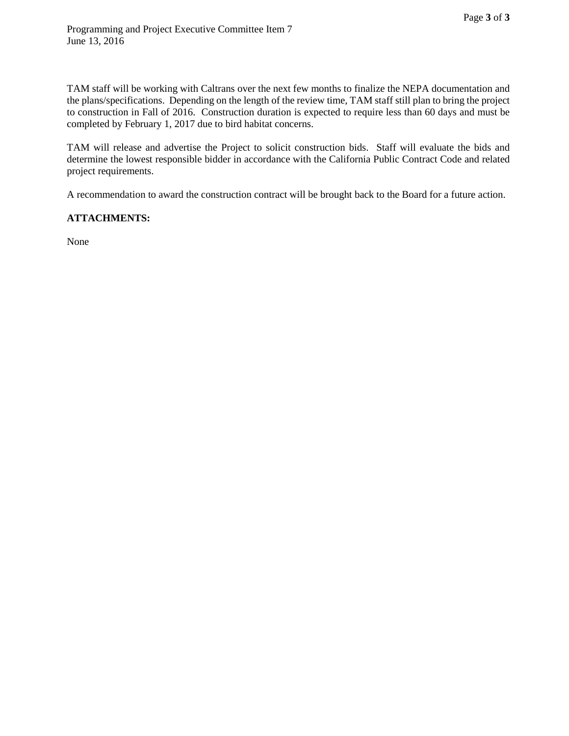TAM staff will be working with Caltrans over the next few months to finalize the NEPA documentation and the plans/specifications. Depending on the length of the review time, TAM staff still plan to bring the project to construction in Fall of 2016. Construction duration is expected to require less than 60 days and must be completed by February 1, 2017 due to bird habitat concerns.

TAM will release and advertise the Project to solicit construction bids. Staff will evaluate the bids and determine the lowest responsible bidder in accordance with the California Public Contract Code and related project requirements.

A recommendation to award the construction contract will be brought back to the Board for a future action.

**ATTACHMENTS:**

None